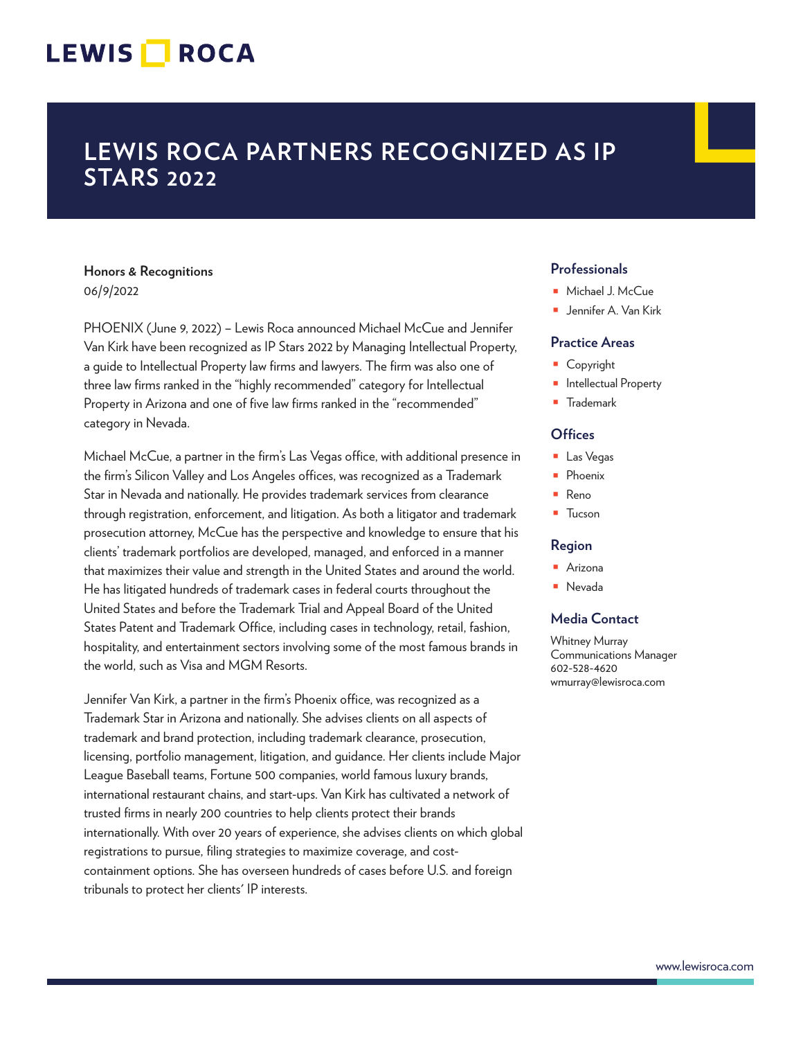LEWIS ROCA

# LEWIS ROCA PARTNERS RECOGNIZED AS IP STARS 2022

**Honors & Recognitions**
06/9/2022

PHOENIX (June 9, 2022) – Lewis Roca announced Michael McCue and Jennifer Van Kirk have been recognized as IP Stars 2022 by Managing Intellectual Property, a guide to Intellectual Property law firms and lawyers. The firm was also one of three law firms ranked in the "highly recommended" category for Intellectual Property in Arizona and one of five law firms ranked in the "recommended" category in Nevada.

Michael McCue, a partner in the firm's Las Vegas office, with additional presence in the firm's Silicon Valley and Los Angeles offices, was recognized as a Trademark Star in Nevada and nationally. He provides trademark services from clearance through registration, enforcement, and litigation. As both a litigator and trademark prosecution attorney, McCue has the perspective and knowledge to ensure that his clients' trademark portfolios are developed, managed, and enforced in a manner that maximizes their value and strength in the United States and around the world. He has litigated hundreds of trademark cases in federal courts throughout the United States and before the Trademark Trial and Appeal Board of the United States Patent and Trademark Office, including cases in technology, retail, fashion, hospitality, and entertainment sectors involving some of the most famous brands in the world, such as Visa and MGM Resorts.

Jennifer Van Kirk, a partner in the firm's Phoenix office, was recognized as a Trademark Star in Arizona and nationally. She advises clients on all aspects of trademark and brand protection, including trademark clearance, prosecution, licensing, portfolio management, litigation, and guidance. Her clients include Major League Baseball teams, Fortune 500 companies, world famous luxury brands, international restaurant chains, and start-ups. Van Kirk has cultivated a network of trusted firms in nearly 200 countries to help clients protect their brands internationally. With over 20 years of experience, she advises clients on which global registrations to pursue, filing strategies to maximize coverage, and cost-containment options. She has overseen hundreds of cases before U.S. and foreign tribunals to protect her clients' IP interests.

## Professionals

- Michael J. McCue
- Jennifer A. Van Kirk

## Practice Areas

- Copyright
- Intellectual Property
- Trademark

## Offices

- Las Vegas
- Phoenix
- Reno
- Tucson

## Region

- Arizona
- Nevada

## Media Contact

Whitney Murray
Communications Manager
602-528-4620
wmurray@lewisroca.com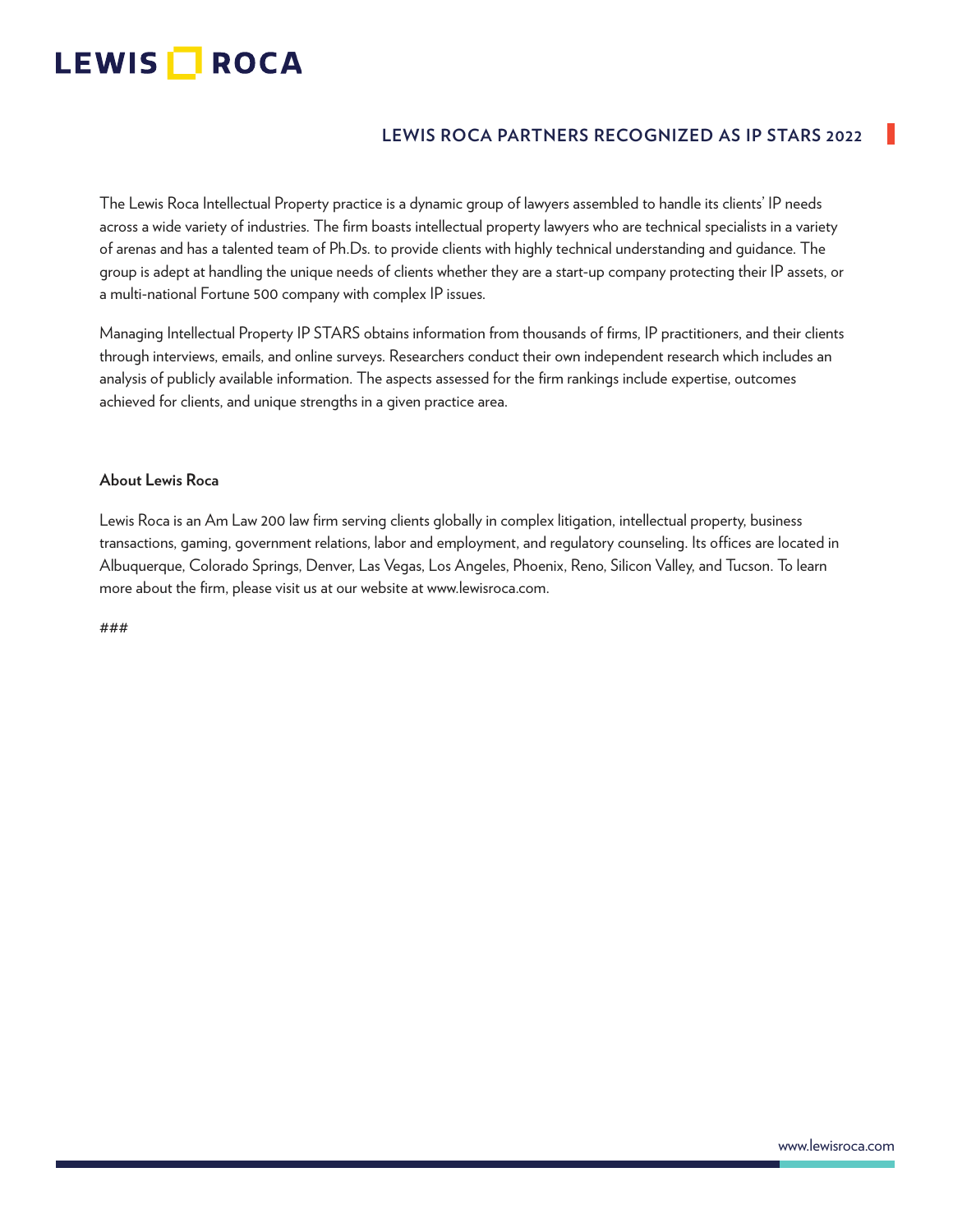The Lewis Roca Intellectual Property practice is a dynamic group of lawyers assembled to handle its clients' IP needs across a wide variety of industries. The firm boasts intellectual property lawyers who are technical specialists in a variety of arenas and has a talented team of Ph.Ds. to provide clients with highly technical understanding and guidance. The group is adept at handling the unique needs of clients whether they are a start-up company protecting their IP assets, or a multi-national Fortune 500 company with complex IP issues.

Managing Intellectual Property IP STARS obtains information from thousands of firms, IP practitioners, and their clients through interviews, emails, and online surveys. Researchers conduct their own independent research which includes an analysis of publicly available information. The aspects assessed for the firm rankings include expertise, outcomes achieved for clients, and unique strengths in a given practice area.

**About Lewis Roca**

Lewis Roca is an Am Law 200 law firm serving clients globally in complex litigation, intellectual property, business transactions, gaming, government relations, labor and employment, and regulatory counseling. Its offices are located in Albuquerque, Colorado Springs, Denver, Las Vegas, Los Angeles, Phoenix, Reno, Silicon Valley, and Tucson. To learn more about the firm, please visit us at our website at www.lewisroca.com.

###